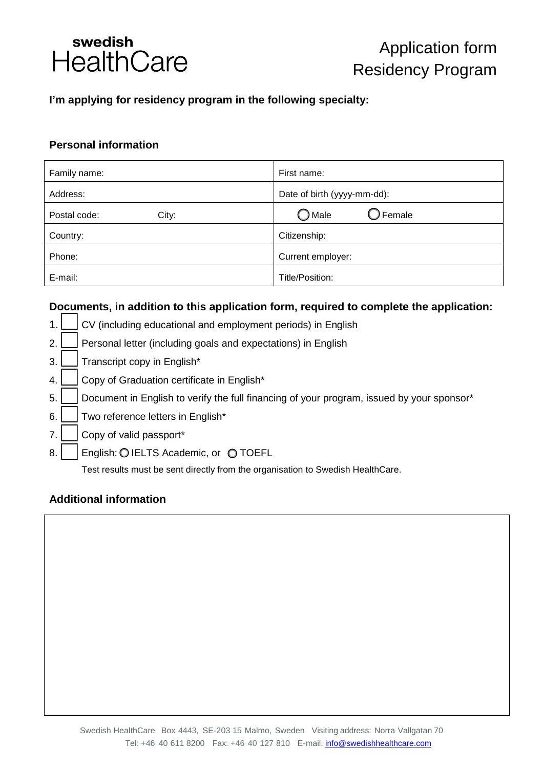swedish
HealthCare

# Application form
# Residency Program

**I'm applying for residency program in the following specialty:**

## Personal information

| Family name: | First name: |
|---|---|
| Address: | Date of birth (yyyy-mm-dd): |
| Postal code: City: | ◯ Male ◯ Female |
| Country: | Citizenship: |
| Phone: | Current employer: |
| E-mail: | Title/Position: |

## Documents, in addition to this application form, required to complete the application:

1. ☐ CV (including educational and employment periods) in English
2. ☐ Personal letter (including goals and expectations) in English
3. ☐ Transcript copy in English*
4. ☐ Copy of Graduation certificate in English*
5. ☐ Document in English to verify the full financing of your program, issued by your sponsor*
6. ☐ Two reference letters in English*
7. ☐ Copy of valid passport*
8. ☐ English: ◯ IELTS Academic, or ◯ TOEFL

   Test results must be sent directly from the organisation to Swedish HealthCare.

## Additional information

| |
|---|
| |

Swedish HealthCare Box 4443, SE-203 15 Malmo, Sweden Visiting address: Norra Vallgatan 70
Tel: +46 40 611 8200 Fax: +46 40 127 810 E-mail: info@swedishhealthcare.com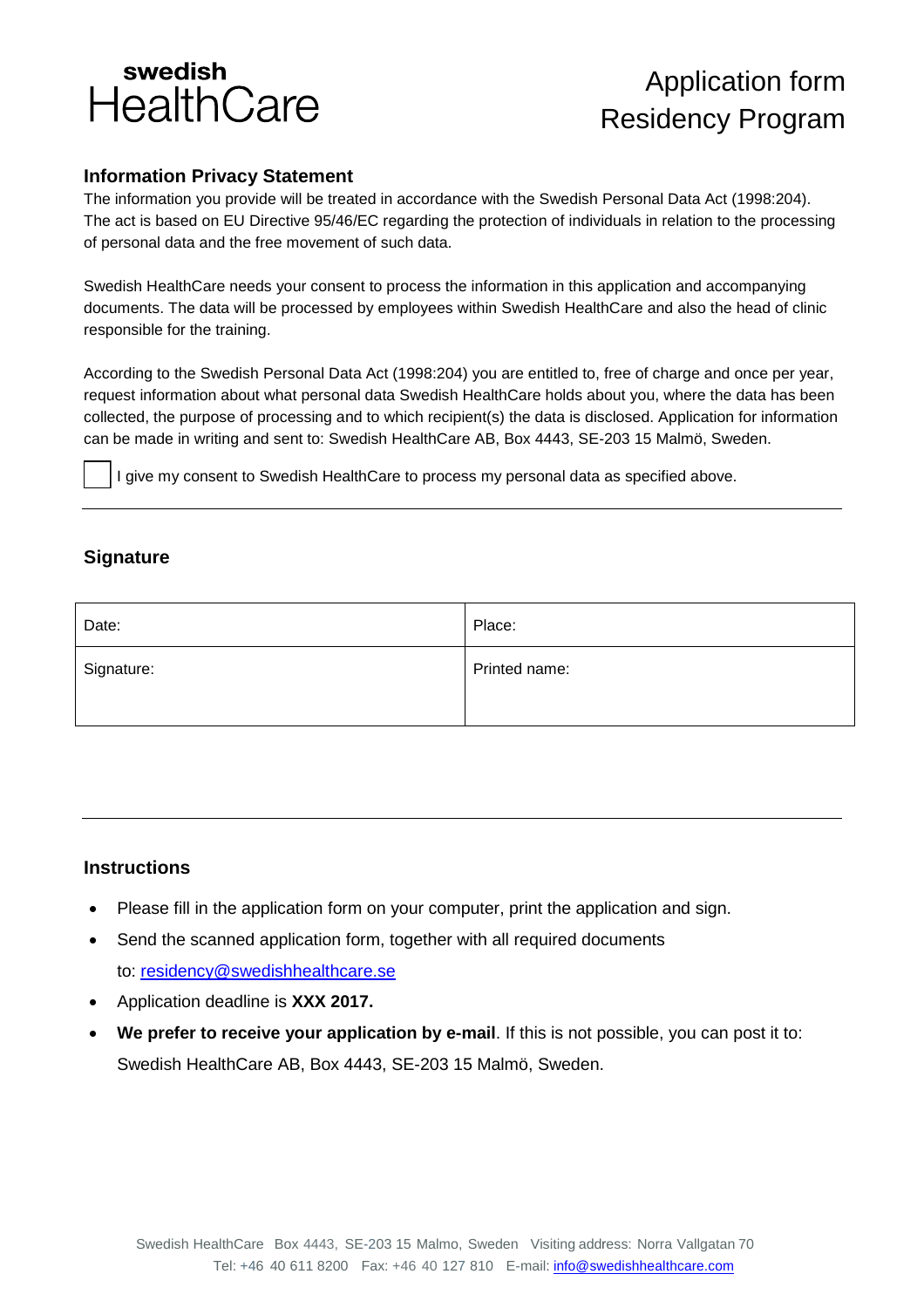swedish HealthCare

# Application form Residency Program

## Information Privacy Statement

The information you provide will be treated in accordance with the Swedish Personal Data Act (1998:204). The act is based on EU Directive 95/46/EC regarding the protection of individuals in relation to the processing of personal data and the free movement of such data.

Swedish HealthCare needs your consent to process the information in this application and accompanying documents. The data will be processed by employees within Swedish HealthCare and also the head of clinic responsible for the training.

According to the Swedish Personal Data Act (1998:204) you are entitled to, free of charge and once per year, request information about what personal data Swedish HealthCare holds about you, where the data has been collected, the purpose of processing and to which recipient(s) the data is disclosed. Application for information can be made in writing and sent to: Swedish HealthCare AB, Box 4443, SE-203 15 Malmö, Sweden.

☐ I give my consent to Swedish HealthCare to process my personal data as specified above.

## Signature

| | |
|---|---|
| Date: | Place: |
| Signature: | Printed name: |

## Instructions

- Please fill in the application form on your computer, print the application and sign.
- Send the scanned application form, together with all required documents to: residency@swedishhealthcare.se
- Application deadline is **XXX 2017.**
- **We prefer to receive your application by e-mail**. If this is not possible, you can post it to: Swedish HealthCare AB, Box 4443, SE-203 15 Malmö, Sweden.

Swedish HealthCare Box 4443, SE-203 15 Malmo, Sweden Visiting address: Norra Vallgatan 70
Tel: +46 40 611 8200 Fax: +46 40 127 810 E-mail: info@swedishhealthcare.com